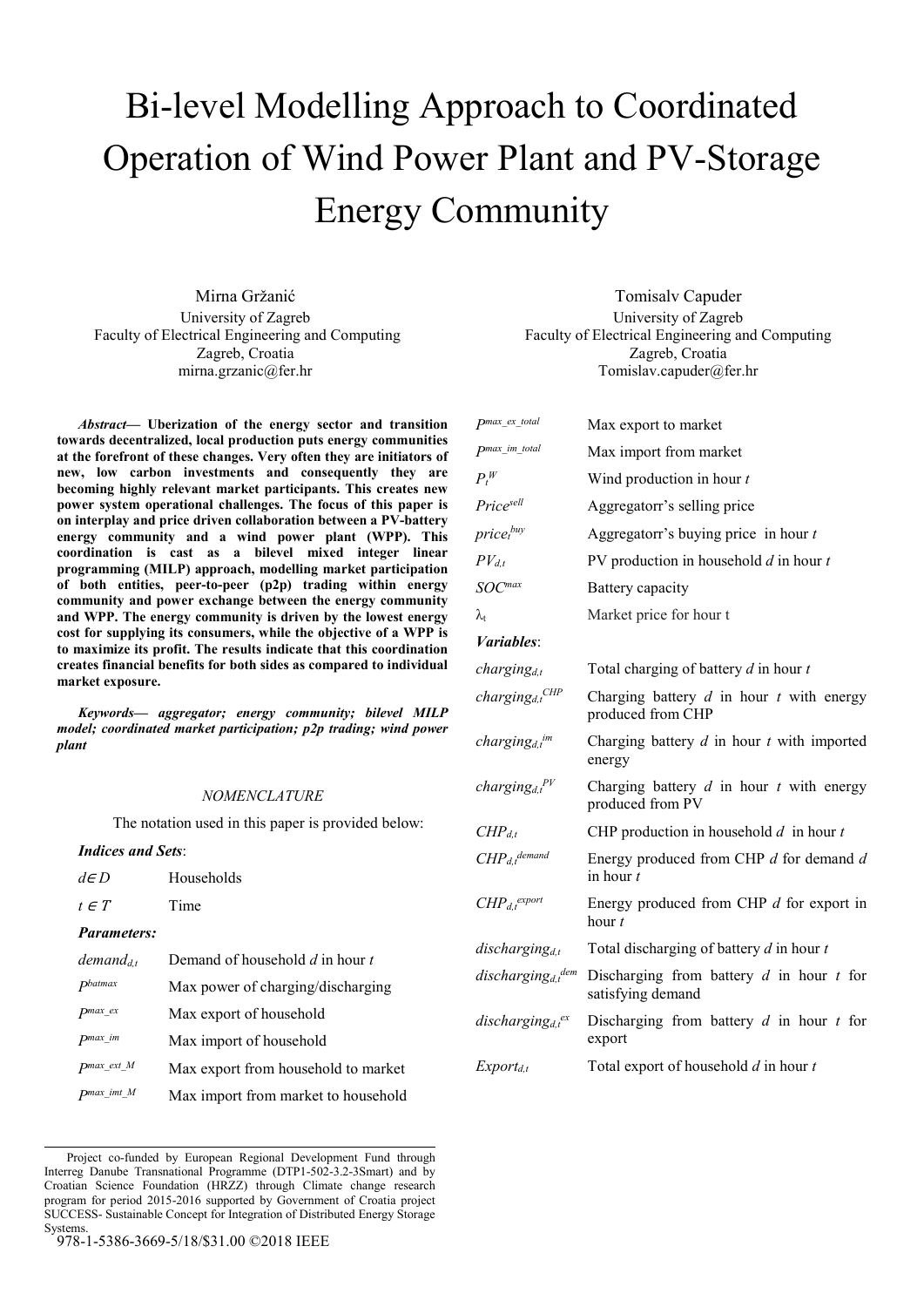# Bi-level Modelling Approach to Coordinated Operation of Wind Power Plant and PV-Storage Energy Community

Mirna Gržanić
University of Zagreb
Faculty of Electrical Engineering and Computing
Zagreb, Croatia
mirna.grzanic@fer.hr

Tomisalv Capuder
University of Zagreb
Faculty of Electrical Engineering and Computing
Zagreb, Croatia
Tomislav.capuder@fer.hr

***Abstract*— Uberization of the energy sector and transition towards decentralized, local production puts energy communities at the forefront of these changes. Very often they are initiators of new, low carbon investments and consequently they are becoming highly relevant market participants. This creates new power system operational challenges. The focus of this paper is on interplay and price driven collaboration between a PV-battery energy community and a wind power plant (WPP). This coordination is cast as a bilevel mixed integer linear programming (MILP) approach, modelling market participation of both entities, peer-to-peer (p2p) trading within energy community and power exchange between the energy community and WPP. The energy community is driven by the lowest energy cost for supplying its consumers, while the objective of a WPP is to maximize its profit. The results indicate that this coordination creates financial benefits for both sides as compared to individual market exposure.**

***Keywords*— *aggregator; energy community; bilevel MILP model; coordinated market participation; p2p trading; wind power plant***

## NOMENCLATURE

The notation used in this paper is provided below:

***Indices and Sets*:**

| | |
|---|---|
| $d \in D$ | Households |
| $t \in T$ | Time |

***Parameters:***

| | |
|---|---|
| $demand_{d,t}$ | Demand of household $d$ in hour $t$ |
| $P^{batmax}$ | Max power of charging/discharging |
| $P^{max\_ex}$ | Max export of household |
| $P^{max\_im}$ | Max import of household |
| $P^{max\_ext\_M}$ | Max export from household to market |
| $P^{max\_imt\_M}$ | Max import from market to household |
| $P^{max\_ex\_total}$ | Max export to market |
| $P^{max\_im\_total}$ | Max import from market |
| $P_t^W$ | Wind production in hour $t$ |
| $Price^{sell}$ | Aggregatorr's selling price |
| $price_t^{buy}$ | Aggregatorr's buying price in hour $t$ |
| $PV_{d,t}$ | PV production in household $d$ in hour $t$ |
| $SOC^{max}$ | Battery capacity |
| $\lambda_t$ | Market price for hour t |

***Variables*:**

| | |
|---|---|
| $charging_{d,t}$ | Total charging of battery $d$ in hour $t$ |
| $charging_{d,t}^{CHP}$ | Charging battery $d$ in hour $t$ with energy produced from CHP |
| $charging_{d,t}^{im}$ | Charging battery $d$ in hour $t$ with imported energy |
| $charging_{d,t}^{PV}$ | Charging battery $d$ in hour $t$ with energy produced from PV |
| $CHP_{d,t}$ | CHP production in household $d$ in hour $t$ |
| $CHP_{d,t}^{demand}$ | Energy produced from CHP $d$ for demand $d$ in hour $t$ |
| $CHP_{d,t}^{export}$ | Energy produced from CHP $d$ for export in hour $t$ |
| $discharging_{d,t}$ | Total discharging of battery $d$ in hour $t$ |
| $discharging_{d,t}^{dem}$ | Discharging from battery $d$ in hour $t$ for satisfying demand |
| $discharging_{d,t}^{ex}$ | Discharging from battery $d$ in hour $t$ for export |
| $Export_{d,t}$ | Total export of household $d$ in hour $t$ |

Project co-funded by European Regional Development Fund through Interreg Danube Transnational Programme (DTP1-502-3.2-3Smart) and by Croatian Science Foundation (HRZZ) through Climate change research program for period 2015-2016 supported by Government of Croatia project SUCCESS- Sustainable Concept for Integration of Distributed Energy Storage Systems.

978-1-5386-3669-5/18/$31.00 ©2018 IEEE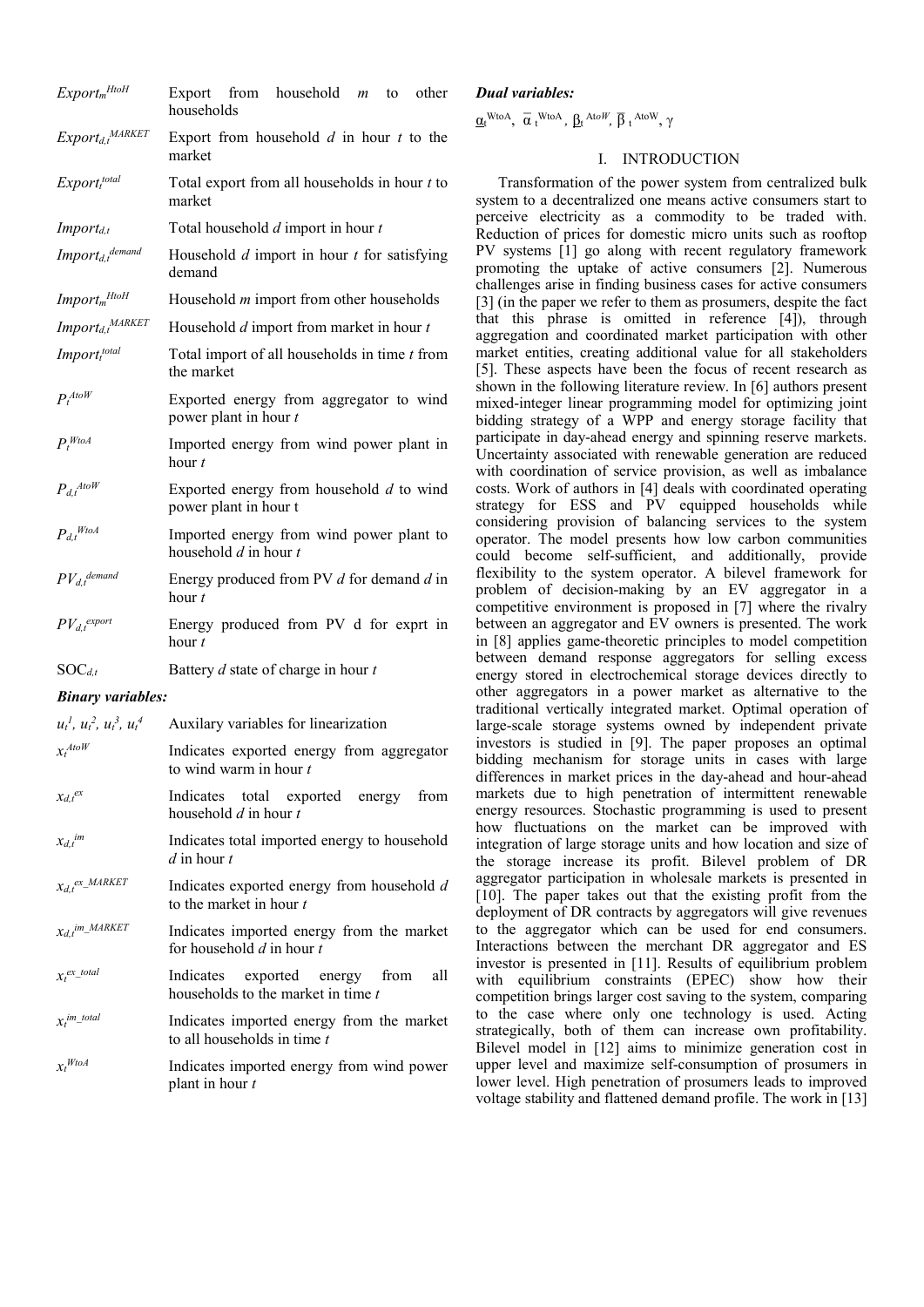| | |
|---|---|
| $Export_m^{HtoH}$ | Export from household $m$ to other households |
| $Export_{d,t}^{MARKET}$ | Export from household $d$ in hour $t$ to the market |
| $Export_t^{total}$ | Total export from all households in hour $t$ to market |
| $Import_{d,t}$ | Total household $d$ import in hour $t$ |
| $Import_{d,t}^{demand}$ | Household $d$ import in hour $t$ for satisfying demand |
| $Import_m^{HtoH}$ | Household $m$ import from other households |
| $Import_{d,t}^{MARKET}$ | Household $d$ import from market in hour $t$ |
| $Import_t^{total}$ | Total import of all households in time $t$ from the market |
| $P_t^{AtoW}$ | Exported energy from aggregator to wind power plant in hour $t$ |
| $P_t^{WtoA}$ | Imported energy from wind power plant in hour $t$ |
| $P_{d,t}^{AtoW}$ | Exported energy from household $d$ to wind power plant in hour t |
| $P_{d,t}^{WtoA}$ | Imported energy from wind power plant to household $d$ in hour $t$ |
| $PV_{d,t}^{demand}$ | Energy produced from PV $d$ for demand $d$ in hour $t$ |
| $PV_{d,t}^{export}$ | Energy produced from PV d for exprt in hour $t$ |
| $SOC_{d,t}$ | Battery $d$ state of charge in hour $t$ |

***Binary variables:***

| | |
|---|---|
| $u_t^1$, $u_t^2$, $u_t^3$, $u_t^4$ | Auxilary variables for linearization |
| $x_t^{AtoW}$ | Indicates exported energy from aggregator to wind warm in hour $t$ |
| $x_{d,t}^{ex}$ | Indicates total exported energy from household $d$ in hour $t$ |
| $x_{d,t}^{im}$ | Indicates total imported energy to household $d$ in hour $t$ |
| $x_{d,t}^{ex\_MARKET}$ | Indicates exported energy from household $d$ to the market in hour $t$ |
| $x_{d,t}^{im\_MARKET}$ | Indicates imported energy from the market for household $d$ in hour $t$ |
| $x_t^{ex\_total}$ | Indicates exported energy from all households to the market in time $t$ |
| $x_t^{im\_total}$ | Indicates imported energy from the market to all households in time $t$ |
| $x_t^{WtoA}$ | Indicates imported energy from wind power plant in hour $t$ |

***Dual variables:***

$\underline{\alpha}_t^{WtoA}$, $\overline{\alpha}_t^{WtoA}$, $\underline{\beta}_t^{AtoW}$, $\overline{\beta}_t^{AtoW}$, $\gamma$

## I. INTRODUCTION

Transformation of the power system from centralized bulk system to a decentralized one means active consumers start to perceive electricity as a commodity to be traded with. Reduction of prices for domestic micro units such as rooftop PV systems [1] go along with recent regulatory framework promoting the uptake of active consumers [2]. Numerous challenges arise in finding business cases for active consumers [3] (in the paper we refer to them as prosumers, despite the fact that this phrase is omitted in reference [4]), through aggregation and coordinated market participation with other market entities, creating additional value for all stakeholders [5]. These aspects have been the focus of recent research as shown in the following literature review. In [6] authors present mixed-integer linear programming model for optimizing joint bidding strategy of a WPP and energy storage facility that participate in day-ahead energy and spinning reserve markets. Uncertainty associated with renewable generation are reduced with coordination of service provision, as well as imbalance costs. Work of authors in [4] deals with coordinated operating strategy for ESS and PV equipped households while considering provision of balancing services to the system operator. The model presents how low carbon communities could become self-sufficient, and additionally, provide flexibility to the system operator. A bilevel framework for problem of decision-making by an EV aggregator in a competitive environment is proposed in [7] where the rivalry between an aggregator and EV owners is presented. The work in [8] applies game-theoretic principles to model competition between demand response aggregators for selling excess energy stored in electrochemical storage devices directly to other aggregators in a power market as alternative to the traditional vertically integrated market. Optimal operation of large-scale storage systems owned by independent private investors is studied in [9]. The paper proposes an optimal bidding mechanism for storage units in cases with large differences in market prices in the day-ahead and hour-ahead markets due to high penetration of intermittent renewable energy resources. Stochastic programming is used to present how fluctuations on the market can be improved with integration of large storage units and how location and size of the storage increase its profit. Bilevel problem of DR aggregator participation in wholesale markets is presented in [10]. The paper takes out that the existing profit from the deployment of DR contracts by aggregators will give revenues to the aggregator which can be used for end consumers. Interactions between the merchant DR aggregator and ES investor is presented in [11]. Results of equilibrium problem with equilibrium constraints (EPEC) show how their competition brings larger cost saving to the system, comparing to the case where only one technology is used. Acting strategically, both of them can increase own profitability. Bilevel model in [12] aims to minimize generation cost in upper level and maximize self-consumption of prosumers in lower level. High penetration of prosumers leads to improved voltage stability and flattened demand profile. The work in [13]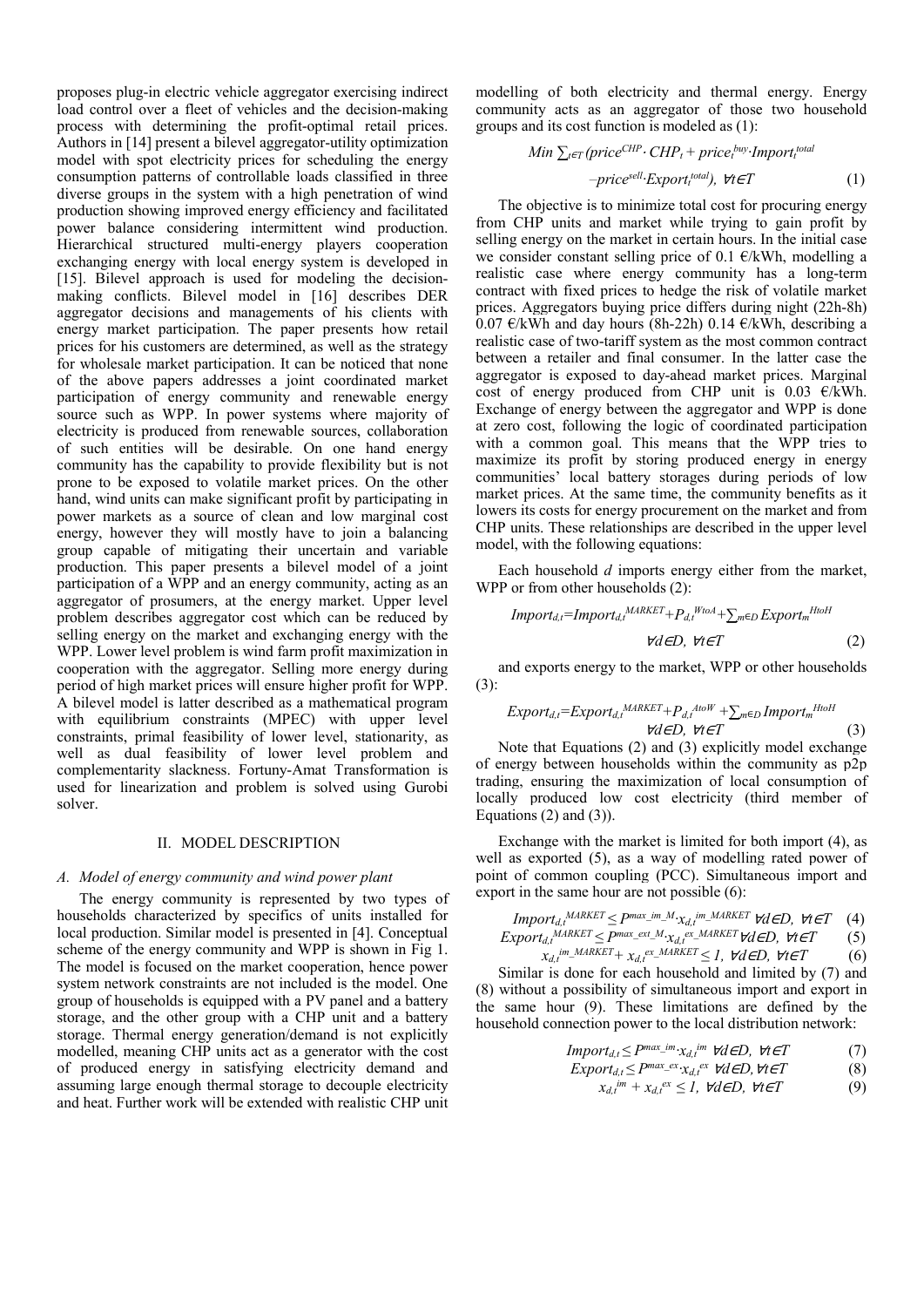proposes plug-in electric vehicle aggregator exercising indirect load control over a fleet of vehicles and the decision-making process with determining the profit-optimal retail prices. Authors in [14] present a bilevel aggregator-utility optimization model with spot electricity prices for scheduling the energy consumption patterns of controllable loads classified in three diverse groups in the system with a high penetration of wind production showing improved energy efficiency and facilitated power balance considering intermittent wind production. Hierarchical structured multi-energy players cooperation exchanging energy with local energy system is developed in [15]. Bilevel approach is used for modeling the decision-making conflicts. Bilevel model in [16] describes DER aggregator decisions and managements of his clients with energy market participation. The paper presents how retail prices for his customers are determined, as well as the strategy for wholesale market participation. It can be noticed that none of the above papers addresses a joint coordinated market participation of energy community and renewable energy source such as WPP. In power systems where majority of electricity is produced from renewable sources, collaboration of such entities will be desirable. On one hand energy community has the capability to provide flexibility but is not prone to be exposed to volatile market prices. On the other hand, wind units can make significant profit by participating in power markets as a source of clean and low marginal cost energy, however they will mostly have to join a balancing group capable of mitigating their uncertain and variable production. This paper presents a bilevel model of a joint participation of a WPP and an energy community, acting as an aggregator of prosumers, at the energy market. Upper level problem describes aggregator cost which can be reduced by selling energy on the market and exchanging energy with the WPP. Lower level problem is wind farm profit maximization in cooperation with the aggregator. Selling more energy during period of high market prices will ensure higher profit for WPP. A bilevel model is latter described as a mathematical program with equilibrium constraints (MPEC) with upper level constraints, primal feasibility of lower level, stationarity, as well as dual feasibility of lower level problem and complementarity slackness. Fortuny-Amat Transformation is used for linearization and problem is solved using Gurobi solver.

## II. Model Description

### A. Model of energy community and wind power plant

The energy community is represented by two types of households characterized by specifics of units installed for local production. Similar model is presented in [4]. Conceptual scheme of the energy community and WPP is shown in Fig 1. The model is focused on the market cooperation, hence power system network constraints are not included is the model. One group of households is equipped with a PV panel and a battery storage, and the other group with a CHP unit and a battery storage. Thermal energy generation/demand is not explicitly modelled, meaning CHP units act as a generator with the cost of produced energy in satisfying electricity demand and assuming large enough thermal storage to decouple electricity and heat. Further work will be extended with realistic CHP unit modelling of both electricity and thermal energy. Energy community acts as an aggregator of those two household groups and its cost function is modeled as (1):

$$Min \sum_{t\in T}(price^{CHP}\cdot CHP_t + price_t^{buy}\cdot Import_t^{total} - price^{sell}\cdot Export_t^{total}),\ \forall t\in T \quad (1)$$

The objective is to minimize total cost for procuring energy from CHP units and market while trying to gain profit by selling energy on the market in certain hours. In the initial case we consider constant selling price of 0.1 €/kWh, modelling a realistic case where energy community has a long-term contract with fixed prices to hedge the risk of volatile market prices. Aggregators buying price differs during night (22h-8h) 0.07 €/kWh and day hours (8h-22h) 0.14 €/kWh, describing a realistic case of two-tariff system as the most common contract between a retailer and final consumer. In the latter case the aggregator is exposed to day-ahead market prices. Marginal cost of energy produced from CHP unit is 0.03 €/kWh. Exchange of energy between the aggregator and WPP is done at zero cost, following the logic of coordinated participation with a common goal. This means that the WPP tries to maximize its profit by storing produced energy in energy communities' local battery storages during periods of low market prices. At the same time, the community benefits as it lowers its costs for energy procurement on the market and from CHP units. These relationships are described in the upper level model, with the following equations:

Each household $d$ imports energy either from the market, WPP or from other households (2):

$$Import_{d,t}=Import_{d,t}^{MARKET}+P_{d,t}^{WtoA}+\sum_{m\in D}Export_m^{HtoH}\quad \forall d\in D,\ \forall t\in T \quad (2)$$

and exports energy to the market, WPP or other households (3):

$$Export_{d,t}=Export_{d,t}^{MARKET}+P_{d,t}^{AtoW}+\sum_{m\in D}Import_m^{HtoH}\quad \forall d\in D,\ \forall t\in T \quad (3)$$

Note that Equations (2) and (3) explicitly model exchange of energy between households within the community as p2p trading, ensuring the maximization of local consumption of locally produced low cost electricity (third member of Equations (2) and (3)).

Exchange with the market is limited for both import (4), as well as exported (5), as a way of modelling rated power of point of common coupling (PCC). Simultaneous import and export in the same hour are not possible (6):

$$Import_{d,t}^{MARKET}\leq P^{max\_im\_M}\cdot x_{d,t}^{im\_MARKET}\ \forall d\in D,\ \forall t\in T \quad (4)$$

$$Export_{d,t}^{MARKET}\leq P^{max\_ext\_M}\cdot x_{d,t}^{ex\_MARKET}\ \forall d\in D,\ \forall t\in T \quad (5)$$

$$x_{d,t}^{im\_MARKET}+x_{d,t}^{ex\_MARKET}\leq 1,\ \forall d\in D,\ \forall t\in T \quad (6)$$

Similar is done for each household and limited by (7) and (8) without a possibility of simultaneous import and export in the same hour (9). These limitations are defined by the household connection power to the local distribution network:

$$Import_{d,t}\leq P^{max\_im}\cdot x_{d,t}^{im}\ \forall d\in D,\ \forall t\in T \quad (7)$$

$$Export_{d,t}\leq P^{max\_ex}\cdot x_{d,t}^{ex}\ \forall d\in D,\forall t\in T \quad (8)$$

$$x_{d,t}^{im}+x_{d,t}^{ex}\leq 1,\ \forall d\in D,\ \forall t\in T \quad (9)$$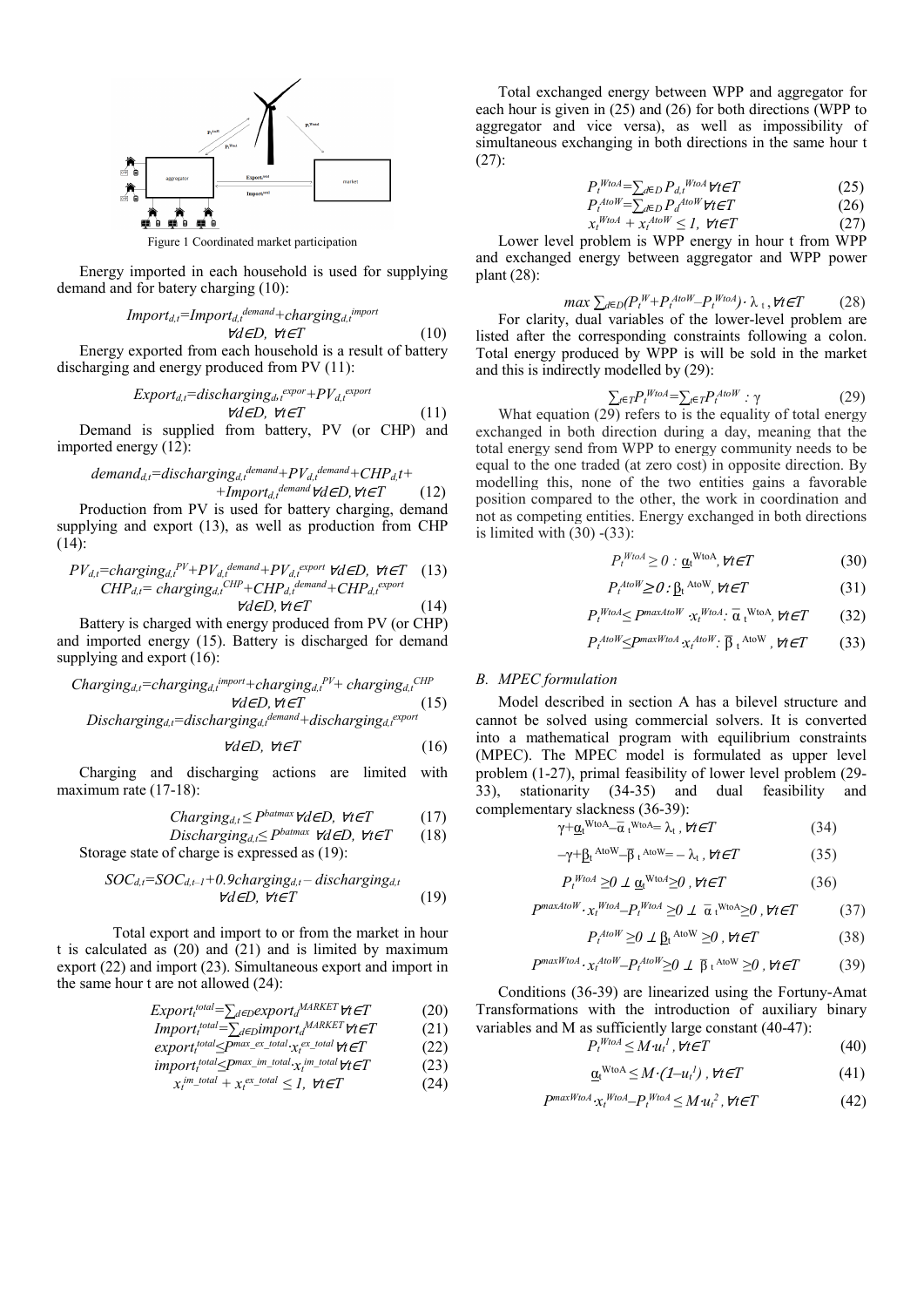Figure 1 Coordinated market participation

Energy imported in each household is used for supplying demand and for batery charging (10):

$$Import_{d,t}=Import_{d,t}^{demand}+charging_{d,t}^{import} \quad \forall d\in D,\ \forall t\in T \tag{10}$$

Energy exported from each household is a result of battery discharging and energy produced from PV (11):

$$Export_{d,t}=discharging_{d,t}^{expor}+PV_{d,t}^{export} \quad \forall d\in D,\ \forall t\in T \tag{11}$$

Demand is supplied from battery, PV (or CHP) and imported energy (12):

$$demand_{d,t}=discharging_{d,t}^{demand}+PV_{d,t}^{demand}+CHP_{d}t+ +Import_{d,t}^{demand} \forall d\in D, \forall t\in T \tag{12}$$

Production from PV is used for battery charging, demand supplying and export (13), as well as production from CHP (14):

$$PV_{d,t}=charging_{d,t}^{PV}+PV_{d,t}^{demand}+PV_{d,t}^{export}\ \forall d\in D,\ \forall t\in T \tag{13}$$

$$CHP_{d,t}= charging_{d,t}^{CHP}+CHP_{d,t}^{demand}+CHP_{d,t}^{export} \quad \forall d\in D, \forall t\in T \tag{14}$$

Battery is charged with energy produced from PV (or CHP) and imported energy (15). Battery is discharged for demand supplying and export (16):

$$Charging_{d,t}=charging_{d,t}^{import}+charging_{d,t}^{PV}+ charging_{d,t}^{CHP} \quad \forall d\in D, \forall t\in T \tag{15}$$

$$Discharging_{d,t}=discharging_{d,t}^{demand}+discharging_{d,t}^{export} \quad \forall d\in D,\ \forall t\in T \tag{16}$$

Charging and discharging actions are limited with maximum rate (17-18):

$$Charging_{d,t}\leq P^{batmax} \forall d\in D,\ \forall t\in T \tag{17}$$

$$Discharging_{d,t}\leq P^{batmax}\ \forall d\in D,\ \forall t\in T \tag{18}$$

Storage state of charge is expressed as (19):

$$SOC_{d,t}=SOC_{d,t-1}+0.9charging_{d,t}-discharging_{d,t} \quad \forall d\in D,\ \forall t\in T \tag{19}$$

Total export and import to or from the market in hour t is calculated as (20) and (21) and is limited by maximum export (22) and import (23). Simultaneous export and import in the same hour t are not allowed (24):

$$Export_{t}^{total}=\sum_{d\in D}export_{d}^{MARKET}\forall t\in T \tag{20}$$

$$Import_{t}^{total}=\sum_{d\in D}import_{d}^{MARKET}\forall t\in T \tag{21}$$

$$export_{t}^{total}\leq P^{max\_ex\_total}\cdot x_{t}^{ex\_total}\forall t\in T \tag{22}$$

$$import_{t}^{total}\leq P^{max\_im\_total}\cdot x_{t}^{im\_total}\forall t\in T \tag{23}$$

$$x_{t}^{im\_total} + x_{t}^{ex\_total} \leq 1,\ \forall t\in T \tag{24}$$

Total exchanged energy between WPP and aggregator for each hour is given in (25) and (26) for both directions (WPP to aggregator and vice versa), as well as impossibility of simultaneous exchanging in both directions in the same hour t (27):

$$P_{t}^{WtoA}=\sum_{d\in D} P_{d,t}^{WtoA}\forall t\in T \tag{25}$$

$$P_{t}^{AtoW}=\sum_{d\in D} P_{d}^{AtoW}\forall t\in T \tag{26}$$

$$x_{t}^{WtoA} + x_{t}^{AtoW} \leq 1,\ \forall t\in T \tag{27}$$

Lower level problem is WPP energy in hour t from WPP and exchanged energy between aggregator and WPP power plant (28):

$$max \sum_{d\in D}(P_{t}^{W}+P_{t}^{AtoW}-P_{t}^{WtoA})\cdot \lambda_{t}, \forall t\in T \tag{28}$$

For clarity, dual variables of the lower-level problem are listed after the corresponding constraints following a colon. Total energy produced by WPP is will be sold in the market and this is indirectly modelled by (29):

$$\sum_{t\in T}P_{t}^{WtoA}=\sum_{t\in T}P_{t}^{AtoW}\ :\ \gamma \tag{29}$$

What equation (29) refers to is the equality of total energy exchanged in both direction during a day, meaning that the total energy send from WPP to energy community needs to be equal to the one traded (at zero cost) in opposite direction. By modelling this, none of the two entities gains a favorable position compared to the other, the work in coordination and not as competing entities. Energy exchanged in both directions is limited with (30) -(33):

$$P_{t}^{WtoA}\geq 0 : \underline{\alpha}_{t}^{\mathrm{WtoA}}, \forall t\in T \tag{30}$$

$$P_{t}^{AtoW}\geq 0 : \underline{\beta}_{t}^{\mathrm{AtoW}}, \forall t\in T \tag{31}$$

$$P_{t}^{WtoA}\leq P^{maxAtoW}\cdot x_{t}^{WtoA}:\ \overline{\alpha}_{t}^{\mathrm{WtoA}}, \forall t\in T \tag{32}$$

$$P_{t}^{AtoW}\leq P^{maxWtoA}\cdot x_{t}^{AtoW}:\ \overline{\beta}_{t}^{\mathrm{AtoW}}, \forall t\in T \tag{33}$$

### B. MPEC formulation

Model described in section A has a bilevel structure and cannot be solved using commercial solvers. It is converted into a mathematical program with equilibrium constraints (MPEC). The MPEC model is formulated as upper level problem (1-27), primal feasibility of lower level problem (29-33), stationarity (34-35) and dual feasibility and complementary slackness (36-39):

$$\gamma+\underline{\alpha}_{t}^{\mathrm{WtoA}}-\overline{\alpha}_{t}^{\mathrm{WtoA}}= \lambda_{t}, \forall t\in T \tag{34}$$

$$-\gamma+\underline{\beta}_{t}^{\mathrm{AtoW}}-\overline{\beta}_{t}^{\mathrm{AtoW}}= - \lambda_{t}, \forall t\in T \tag{35}$$

$$P_{t}^{WtoA} \geq 0 \perp \underline{\alpha}_{t}^{\mathrm{WtoA}}\geq 0, \forall t\in T \tag{36}$$

$$P^{maxAtoW}\cdot x_{t}^{WtoA}-P_{t}^{WtoA} \geq 0 \perp \overline{\alpha}_{t}^{\mathrm{WtoA}}\geq 0, \forall t\in T \tag{37}$$

$$P_{t}^{AtoW} \geq 0 \perp \underline{\beta}_{t}^{\mathrm{AtoW}} \geq 0, \forall t\in T \tag{38}$$

$$P^{maxWtoA}\cdot x_{t}^{AtoW}-P_{t}^{AtoW}\geq 0 \perp \overline{\beta}_{t}^{\mathrm{AtoW}} \geq 0, \forall t\in T \tag{39}$$

Conditions (36-39) are linearized using the Fortuny-Amat Transformations with the introduction of auxiliary binary variables and M as sufficiently large constant (40-47):

$$P_{t}^{WtoA} \leq M\cdot u_{t}^{1}, \forall t\in T \tag{40}$$

$$\underline{\alpha}_{t}^{\mathrm{WtoA}} \leq M\cdot(1-u_{t}^{1}), \forall t\in T \tag{41}$$

$$P^{maxWtoA}\cdot x_{t}^{WtoA}-P_{t}^{WtoA} \leq M\cdot u_{t}^{2}, \forall t\in T \tag{42}$$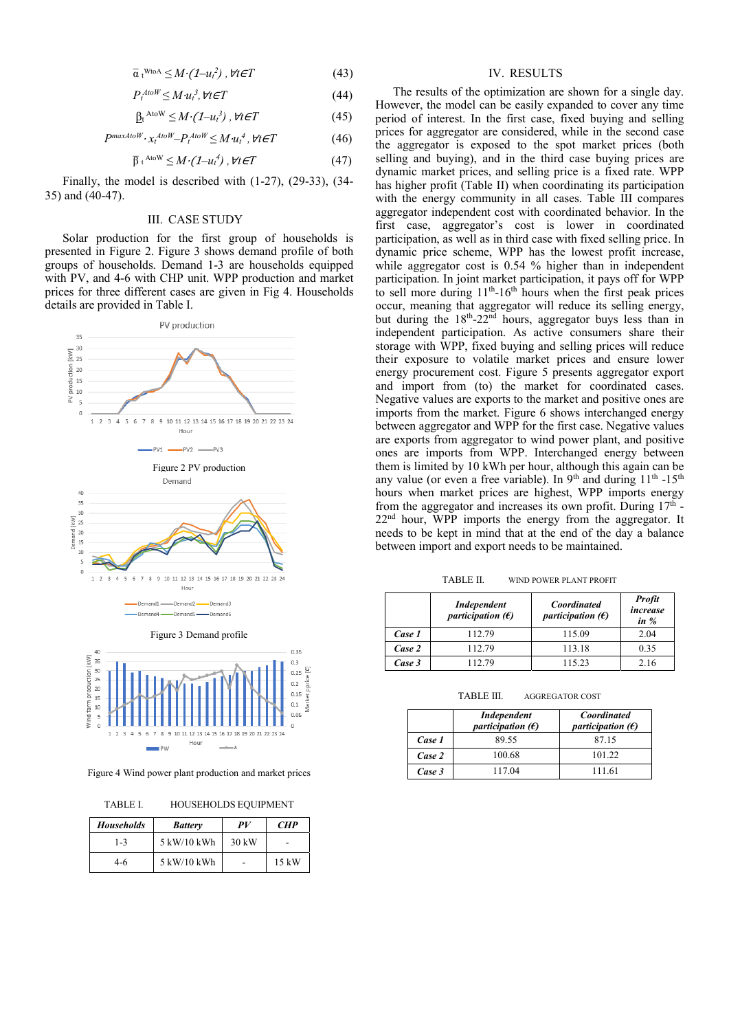$$\overline{\alpha}_t^{WtoA} \leq M\cdot(1-u_t^2),\ \forall t\in T \tag{43}$$

$$P_t^{AtoW} \leq M\cdot u_t^3,\ \forall t\in T \tag{44}$$

$$\underline{\beta}_t^{AtoW} \leq M\cdot(1-u_t^3),\ \forall t\in T \tag{45}$$

$$P^{maxAtoW}\cdot x_t^{AtoW} - P_t^{AtoW} \leq M\cdot u_t^4,\ \forall t\in T \tag{46}$$

$$\overline{\beta}_t^{AtoW} \leq M\cdot(1-u_t^4),\ \forall t\in T \tag{47}$$

Finally, the model is described with (1-27), (29-33), (34-35) and (40-47).

## III. CASE STUDY

Solar production for the first group of households is presented in Figure 2. Figure 3 shows demand profile of both groups of households. Demand 1-3 are households equipped with PV, and 4-6 with CHP unit. WPP production and market prices for three different cases are given in Fig 4. Households details are provided in Table I.

Figure 2 PV production

Figure 3 Demand profile

Figure 4 Wind power plant production and market prices

TABLE I. HOUSEHOLDS EQUIPMENT

| **Households** | **Battery** | **PV** | **CHP** |
|---|---|---|---|
| 1-3 | 5 kW/10 kWh | 30 kW | - |
| 4-6 | 5 kW/10 kWh | - | 15 kW |

## IV. RESULTS

The results of the optimization are shown for a single day. However, the model can be easily expanded to cover any time period of interest. In the first case, fixed buying and selling prices for aggregator are considered, while in the second case the aggregator is exposed to the spot market prices (both selling and buying), and in the third case buying prices are dynamic market prices, and selling price is a fixed rate. WPP has higher profit (Table II) when coordinating its participation with the energy community in all cases. Table III compares aggregator independent cost with coordinated behavior. In the first case, aggregator's cost is lower in coordinated participation, as well as in third case with fixed selling price. In dynamic price scheme, WPP has the lowest profit increase, while aggregator cost is 0.54 % higher than in independent participation. In joint market participation, it pays off for WPP to sell more during 11th-16th hours when the first peak prices occur, meaning that aggregator will reduce its selling energy, but during the 18th-22nd hours, aggregator buys less than in independent participation. As active consumers share their storage with WPP, fixed buying and selling prices will reduce their exposure to volatile market prices and ensure lower energy procurement cost. Figure 5 presents aggregator export and import from (to) the market for coordinated cases. Negative values are exports to the market and positive ones are imports from the market. Figure 6 shows interchanged energy between aggregator and WPP for the first case. Negative values are exports from aggregator to wind power plant, and positive ones are imports from WPP. Interchanged energy between them is limited by 10 kWh per hour, although this again can be any value (or even a free variable). In 9th and during 11th -15th hours when market prices are highest, WPP imports energy from the aggregator and increases its own profit. During 17th - 22nd hour, WPP imports the energy from the aggregator. It needs to be kept in mind that at the end of the day a balance between import and export needs to be maintained.

TABLE II. WIND POWER PLANT PROFIT

| | ***Independent participation (€)*** | ***Coordinated participation (€)*** | ***Profit increase in %*** |
|---|---|---|---|
| ***Case 1*** | 112.79 | 115.09 | 2.04 |
| ***Case 2*** | 112.79 | 113.18 | 0.35 |
| ***Case 3*** | 112.79 | 115.23 | 2.16 |

TABLE III. AGGREGATOR COST

| | ***Independent participation (€)*** | ***Coordinated participation (€)*** |
|---|---|---|
| ***Case 1*** | 89.55 | 87.15 |
| ***Case 2*** | 100.68 | 101.22 |
| ***Case 3*** | 117.04 | 111.61 |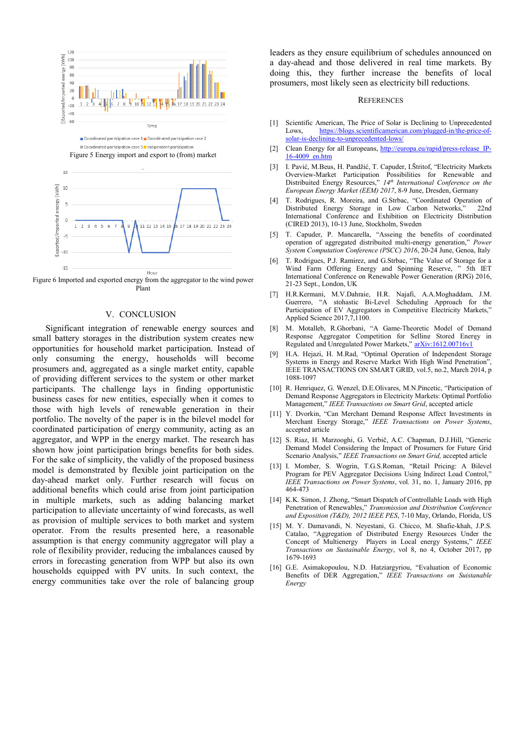120
100
80
60
40
20
0
-20
-40
-60

[Exported/imported energy [kWh]

1 2 3 4 5 6 7 8 9 10 11 12 13 14 15 16 17 18 19 20 21 22 23 24

Time

Coordinated participation case 1 Coordinated participation case 2
Coordinated participation case 3 Independent participation

Figure 5 Energy import and export to (from) market

15
10
5
0
-5
-10
-15

Exported/imported energy [kWh]

1 2 3 4 5 6 7 8 9 10 11 12 13 14 15 16 17 18 19 20 21 22 23 24

Hour

Figure 6 Imported and exported energy from the aggregator to the wind power Plant

## V. CONCLUSION

Significant integration of renewable energy sources and small battery storages in the distribution system creates new opportunities for household market participation. Instead of only consuming the energy, households will become prosumers and, aggregated as a single market entity, capable of providing different services to the system or other market participants. The challenge lays in finding opportunistic business cases for new entities, especially when it comes to those with high levels of renewable generation in their portfolio. The novelty of the paper is in the bilevel model for coordinated participation of energy community, acting as an aggregator, and WPP in the energy market. The research has shown how joint participation brings benefits for both sides. For the sake of simplicity, the validly of the proposed business model is demonstrated by flexible joint participation on the day-ahead market only. Further research will focus on additional benefits which could arise from joint participation in multiple markets, such as adding balancing market participation to alleviate uncertainty of wind forecasts, as well as provision of multiple services to both market and system operator. From the results presented here, a reasonable assumption is that energy community aggregator will play a role of flexibility provider, reducing the imbalances caused by errors in forecasting generation from WPP but also its own households equipped with PV units. In such context, the energy communities take over the role of balancing group leaders as they ensure equilibrium of schedules announced on a day-ahead and those delivered in real time markets. By doing this, they further increase the benefits of local prosumers, most likely seen as electricity bill reductions.

## REFERENCES

[1] Scientific American, The Price of Solar is Declining to Unprecedented Lows, https://blogs.scientificamerican.com/plugged-in/the-price-of-solar-is-declining-to-unprecedented-lows/

[2] Clean Energy for all Europeans, http://europa.eu/rapid/press-release_IP-16-4009_en.htm

[3] I. Pavić, M.Beus, H. Pandžić, T. Capuder, I.Štritof, "Electricity Markets Overview-Market Participation Possibilities for Renewable and Distribuited Energy Resources," *14th International Conference on the European Energy Market (EEM) 2017*, 8-9 June, Dresden, Germany

[4] T. Rodrigues, R. Moreira, and G.Strbac, "Coordinated Operation of Distributed Energy Storage in Low Carbon Networks," 22nd International Conference and Exhibition on Electricity Distribution (CIRED 2013), 10-13 June, Stockholm, Sweden

[5] T. Capuder, P. Mancarella, "Asseing the benefits of coordinated operation of aggregated distributed multi-energy generation," *Power System Computation Conference (PSCC) 2016*, 20-24 June, Genoa, Italy

[6] T. Rodrigues, P.J. Ramirez, and G.Strbac, "The Value of Storage for a Wind Farm Offering Energy and Spinning Reserve, " 5th IET International Conference on Renewable Power Generation (RPG) 2016, 21-23 Sept., London, UK

[7] H.R.Kermani, M.V.Dahraie, H.R. Najafi, A.A.Moghaddam, J.M. Guerrero, "A stohastic Bi-Level Scheduling Approach for the Participation of EV Aggregators in Competitive Electricity Markets," Applied Science 2017,7,1100.

[8] M. Motalleb, R.Ghorbani, "A Game-Theoretic Model of Demand Response Aggregator Competition for Selling Stored Energy in Regulated and Unregulated Power Markets," arXiv:1612.00716v1

[9] H.A. Hejazi, H. M.Rad, "Optimal Operation of Independent Storage Systems in Energy and Reserve Market With High Wind Penetration", IEEE TRANSACTIONS ON SMART GRID, vol.5, no.2, March 2014, p 1088-1097

[10] R. Henriquez, G. Wenzel, D.E.Olivares, M.N.Pincetic, "Participation of Demand Response Aggregators in Electricity Markets: Optimal Portfolio Management," *IEEE Transactions on Smart Grid*, accepted article

[11] Y. Dvorkin, "Can Merchant Demand Response Affect Investments in Merchant Energy Storage," *IEEE Transactions on Power Systems*, accepted article

[12] S. Riaz, H. Marzooghi, G. Verbič, A.C. Chapman, D.J.Hill, "Generic Demand Model Considering the Impact of Prosumers for Future Grid Scenario Analysis," *IEEE Transactions on Smart Grid,* accepted article

[13] I. Momber, S. Wogrin, T.G.S.Roman, "Retail Pricing: A Bilevel Program for PEV Aggregator Decisions Using Indirect Load Control," *IEEE Transactions on Power Systems*, vol. 31, no. 1, January 2016, pp 464-473

[14] K.K. Simon, J. Zhong, "Smart Dispatch of Controllable Loads with High Penetration of Renewables," *Transmission and Distribution Conference and Exposition (T&D), 2012 IEEE PES*, 7-10 May, Orlando, Florida, US

[15] M. Y. Damavandi, N. Neyestani, G. Chicco, M. Shafie-khah, J.P.S. Catalao, "Aggregation of Distributed Energy Resources Under the Concept of Multienergy Players in Local energy Systems," *IEEE Transactions on Sustainable Energy*, vol 8, no 4, October 2017, pp 1679-1693

[16] G.E. Asimakopoulou, N.D. Hatziargyriou, "Evaluation of Economic Benefits of DER Aggregation," *IEEE Transactions on Sustainable Energy*